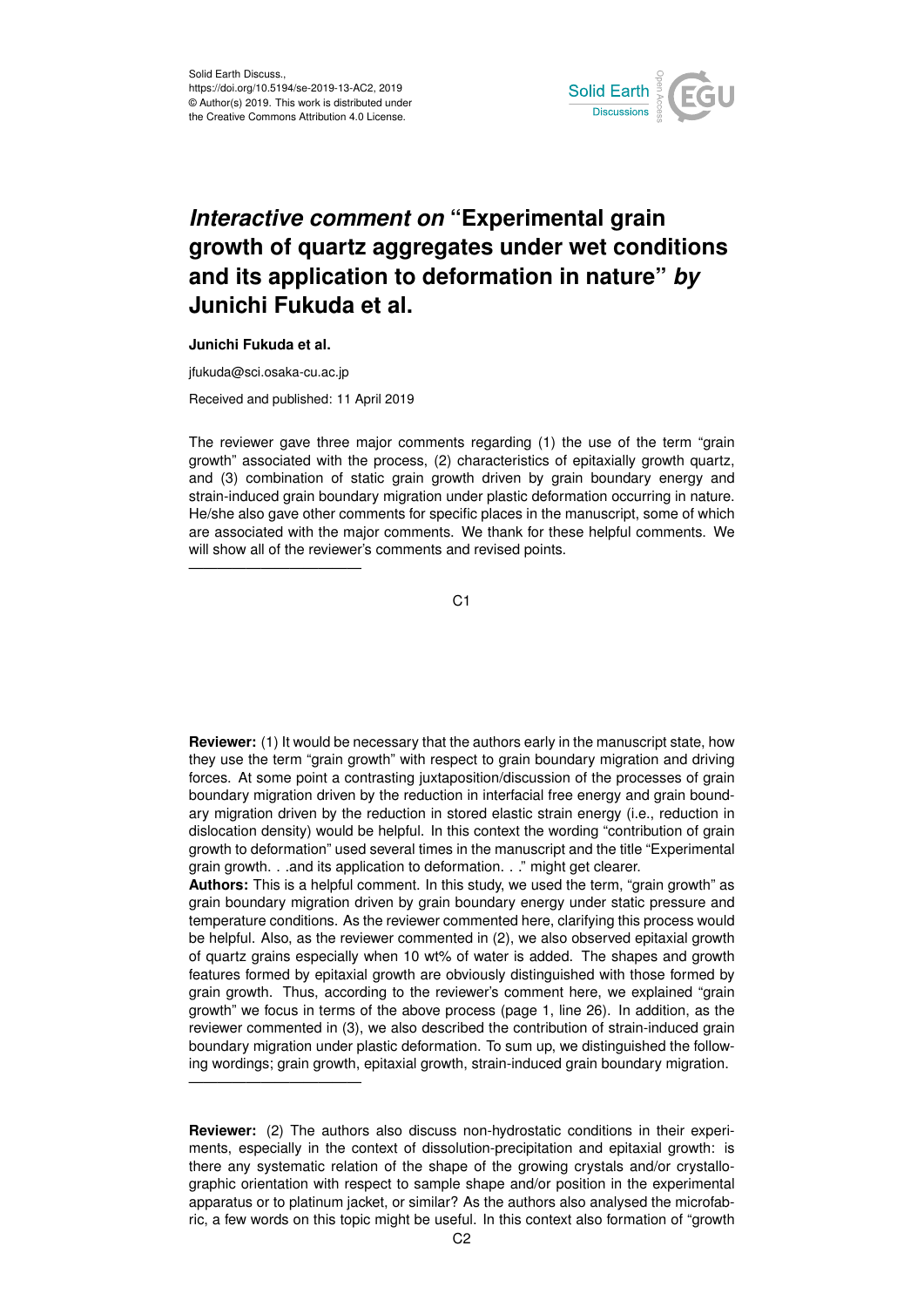Solid Earth Discuss.,
https://doi.org/10.5194/se-2019-13-AC2, 2019
© Author(s) 2019. This work is distributed under
the Creative Commons Attribution 4.0 License.

# *Interactive comment on* "Experimental grain growth of quartz aggregates under wet conditions and its application to deformation in nature" *by* Junichi Fukuda et al.

**Junichi Fukuda et al.**

jfukuda@sci.osaka-cu.ac.jp

Received and published: 11 April 2019

The reviewer gave three major comments regarding (1) the use of the term "grain growth" associated with the process, (2) characteristics of epitaxially growth quartz, and (3) combination of static grain growth driven by grain boundary energy and strain-induced grain boundary migration under plastic deformation occurring in nature. He/she also gave other comments for specific places in the manuscript, some of which are associated with the major comments. We thank for these helpful comments. We will show all of the reviewer's comments and revised points.

---

**Reviewer:** (1) It would be necessary that the authors early in the manuscript state, how they use the term "grain growth" with respect to grain boundary migration and driving forces. At some point a contrasting juxtaposition/discussion of the processes of grain boundary migration driven by the reduction in interfacial free energy and grain boundary migration driven by the reduction in stored elastic strain energy (i.e., reduction in dislocation density) would be helpful. In this context the wording "contribution of grain growth to deformation" used several times in the manuscript and the title "Experimental grain growth. . .and its application to deformation. . ." might get clearer.

**Authors:** This is a helpful comment. In this study, we used the term, "grain growth" as grain boundary migration driven by grain boundary energy under static pressure and temperature conditions. As the reviewer commented here, clarifying this process would be helpful. Also, as the reviewer commented in (2), we also observed epitaxial growth of quartz grains especially when 10 wt% of water is added. The shapes and growth features formed by epitaxial growth are obviously distinguished with those formed by grain growth. Thus, according to the reviewer's comment here, we explained "grain growth" we focus in terms of the above process (page 1, line 26). In addition, as the reviewer commented in (3), we also described the contribution of strain-induced grain boundary migration under plastic deformation. To sum up, we distinguished the following wordings; grain growth, epitaxial growth, strain-induced grain boundary migration.

---

**Reviewer:** (2) The authors also discuss non-hydrostatic conditions in their experiments, especially in the context of dissolution-precipitation and epitaxial growth: is there any systematic relation of the shape of the growing crystals and/or crystallographic orientation with respect to sample shape and/or position in the experimental apparatus or to platinum jacket, or similar? As the authors also analysed the microfabric, a few words on this topic might be useful. In this context also formation of "growth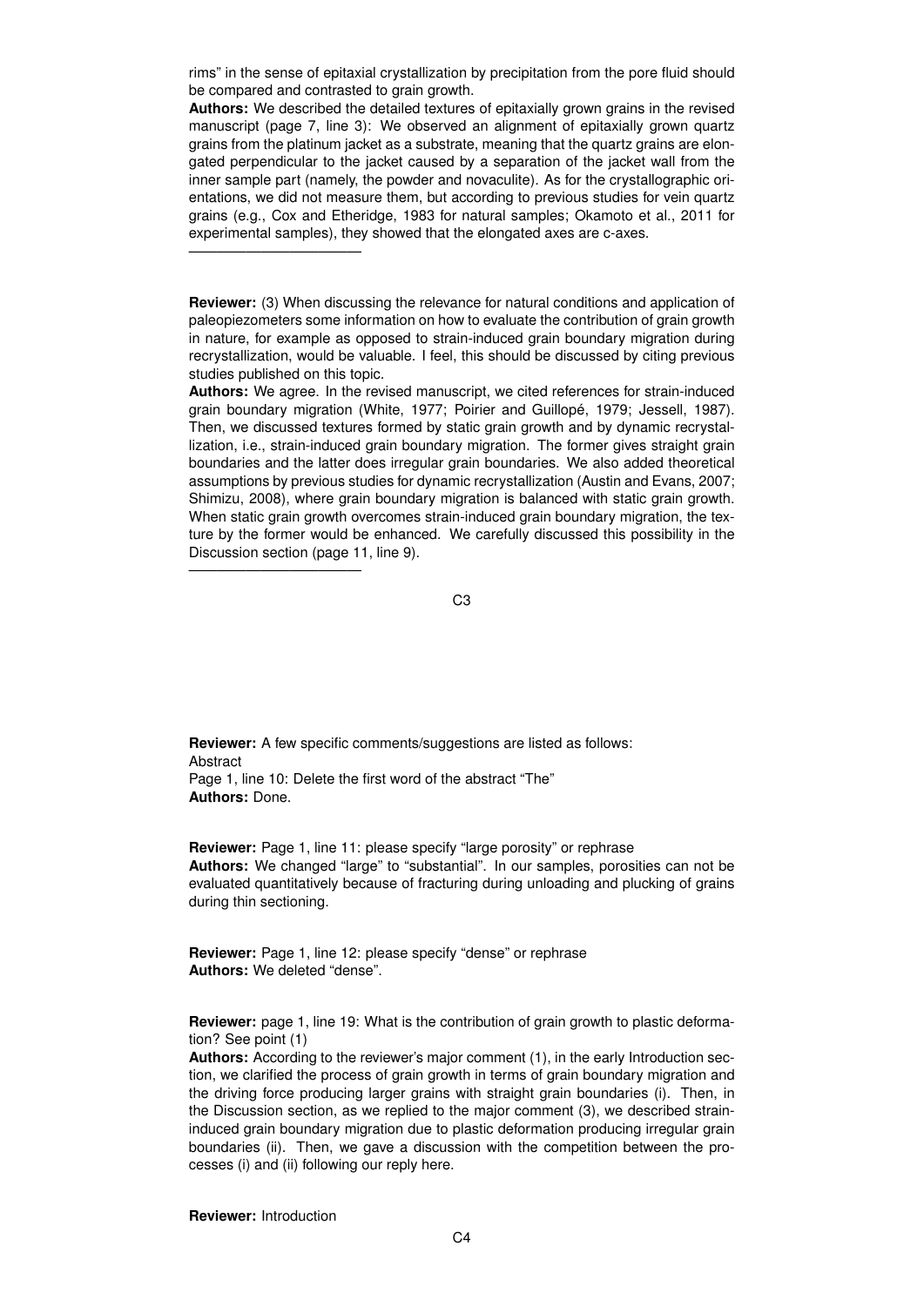rims" in the sense of epitaxial crystallization by precipitation from the pore fluid should be compared and contrasted to grain growth.

**Authors:** We described the detailed textures of epitaxially grown grains in the revised manuscript (page 7, line 3): We observed an alignment of epitaxially grown quartz grains from the platinum jacket as a substrate, meaning that the quartz grains are elongated perpendicular to the jacket caused by a separation of the jacket wall from the inner sample part (namely, the powder and novaculite). As for the crystallographic orientations, we did not measure them, but according to previous studies for vein quartz grains (e.g., Cox and Etheridge, 1983 for natural samples; Okamoto et al., 2011 for experimental samples), they showed that the elongated axes are c-axes.

---

**Reviewer:** (3) When discussing the relevance for natural conditions and application of paleopiezometers some information on how to evaluate the contribution of grain growth in nature, for example as opposed to strain-induced grain boundary migration during recrystallization, would be valuable. I feel, this should be discussed by citing previous studies published on this topic.

**Authors:** We agree. In the revised manuscript, we cited references for strain-induced grain boundary migration (White, 1977; Poirier and Guillopé, 1979; Jessell, 1987). Then, we discussed textures formed by static grain growth and by dynamic recrystallization, i.e., strain-induced grain boundary migration. The former gives straight grain boundaries and the latter does irregular grain boundaries. We also added theoretical assumptions by previous studies for dynamic recrystallization (Austin and Evans, 2007; Shimizu, 2008), where grain boundary migration is balanced with static grain growth. When static grain growth overcomes strain-induced grain boundary migration, the texture by the former would be enhanced. We carefully discussed this possibility in the Discussion section (page 11, line 9).

---

**Reviewer:** A few specific comments/suggestions are listed as follows:
Abstract
Page 1, line 10: Delete the first word of the abstract "The"

**Authors:** Done.

**Reviewer:** Page 1, line 11: please specify "large porosity" or rephrase

**Authors:** We changed "large" to "substantial". In our samples, porosities can not be evaluated quantitatively because of fracturing during unloading and plucking of grains during thin sectioning.

**Reviewer:** Page 1, line 12: please specify "dense" or rephrase

**Authors:** We deleted "dense".

**Reviewer:** page 1, line 19: What is the contribution of grain growth to plastic deformation? See point (1)

**Authors:** According to the reviewer's major comment (1), in the early Introduction section, we clarified the process of grain growth in terms of grain boundary migration and the driving force producing larger grains with straight grain boundaries (i). Then, in the Discussion section, as we replied to the major comment (3), we described strain-induced grain boundary migration due to plastic deformation producing irregular grain boundaries (ii). Then, we gave a discussion with the competition between the processes (i) and (ii) following our reply here.

**Reviewer:** Introduction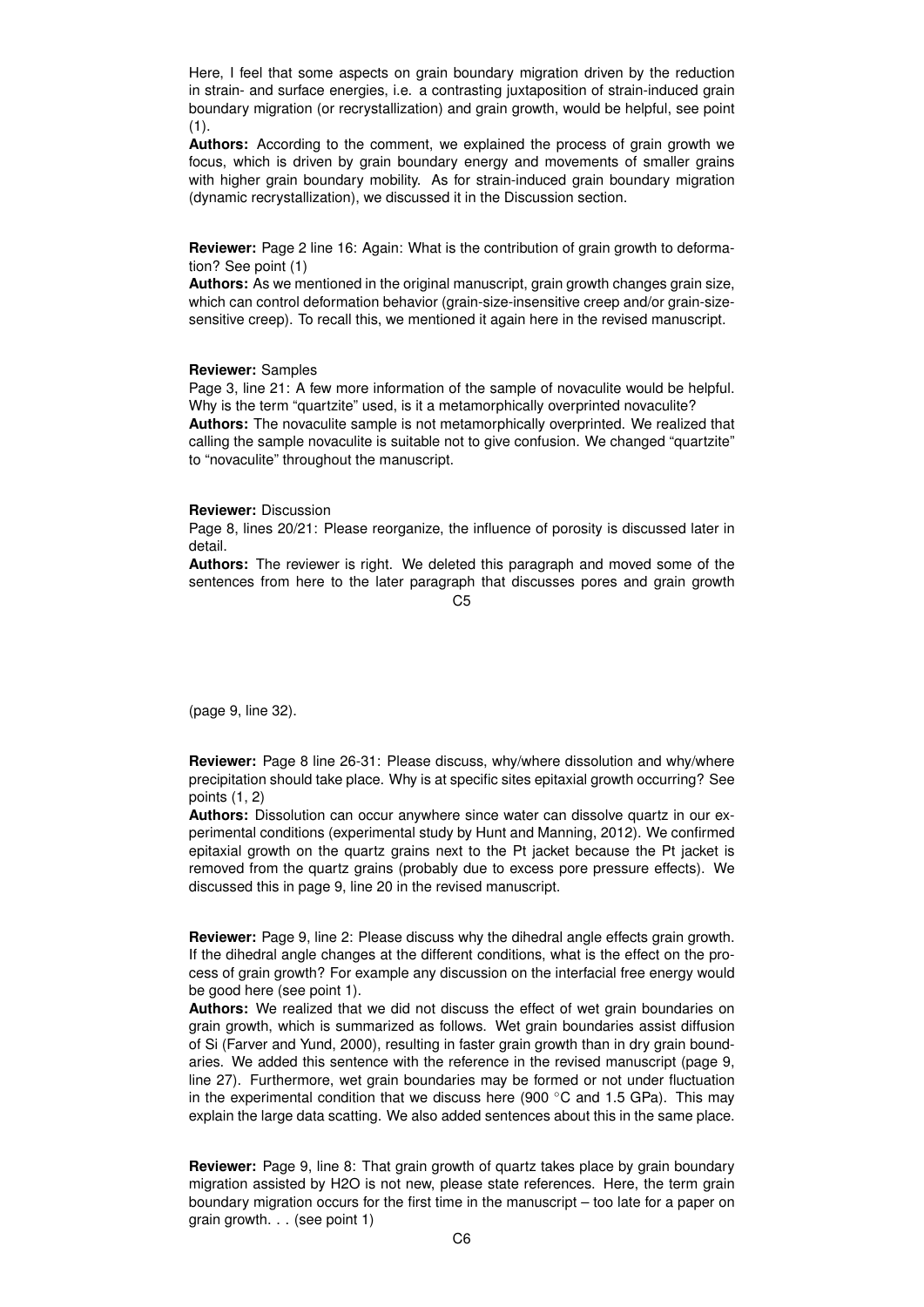Here, I feel that some aspects on grain boundary migration driven by the reduction in strain- and surface energies, i.e. a contrasting juxtaposition of strain-induced grain boundary migration (or recrystallization) and grain growth, would be helpful, see point (1).

**Authors:** According to the comment, we explained the process of grain growth we focus, which is driven by grain boundary energy and movements of smaller grains with higher grain boundary mobility. As for strain-induced grain boundary migration (dynamic recrystallization), we discussed it in the Discussion section.

**Reviewer:** Page 2 line 16: Again: What is the contribution of grain growth to deformation? See point (1)

**Authors:** As we mentioned in the original manuscript, grain growth changes grain size, which can control deformation behavior (grain-size-insensitive creep and/or grain-size-sensitive creep). To recall this, we mentioned it again here in the revised manuscript.

**Reviewer:** Samples

Page 3, line 21: A few more information of the sample of novaculite would be helpful. Why is the term "quartzite" used, is it a metamorphically overprinted novaculite?

**Authors:** The novaculite sample is not metamorphically overprinted. We realized that calling the sample novaculite is suitable not to give confusion. We changed "quartzite" to "novaculite" throughout the manuscript.

**Reviewer:** Discussion

Page 8, lines 20/21: Please reorganize, the influence of porosity is discussed later in detail.

**Authors:** The reviewer is right. We deleted this paragraph and moved some of the sentences from here to the later paragraph that discusses pores and grain growth (page 9, line 32).

**Reviewer:** Page 8 line 26-31: Please discuss, why/where dissolution and why/where precipitation should take place. Why is at specific sites epitaxial growth occurring? See points (1, 2)

**Authors:** Dissolution can occur anywhere since water can dissolve quartz in our experimental conditions (experimental study by Hunt and Manning, 2012). We confirmed epitaxial growth on the quartz grains next to the Pt jacket because the Pt jacket is removed from the quartz grains (probably due to excess pore pressure effects). We discussed this in page 9, line 20 in the revised manuscript.

**Reviewer:** Page 9, line 2: Please discuss why the dihedral angle effects grain growth. If the dihedral angle changes at the different conditions, what is the effect on the process of grain growth? For example any discussion on the interfacial free energy would be good here (see point 1).

**Authors:** We realized that we did not discuss the effect of wet grain boundaries on grain growth, which is summarized as follows. Wet grain boundaries assist diffusion of Si (Farver and Yund, 2000), resulting in faster grain growth than in dry grain boundaries. We added this sentence with the reference in the revised manuscript (page 9, line 27). Furthermore, wet grain boundaries may be formed or not under fluctuation in the experimental condition that we discuss here (900 °C and 1.5 GPa). This may explain the large data scatting. We also added sentences about this in the same place.

**Reviewer:** Page 9, line 8: That grain growth of quartz takes place by grain boundary migration assisted by $H_2O$ is not new, please state references. Here, the term grain boundary migration occurs for the first time in the manuscript – too late for a paper on grain growth. . . (see point 1)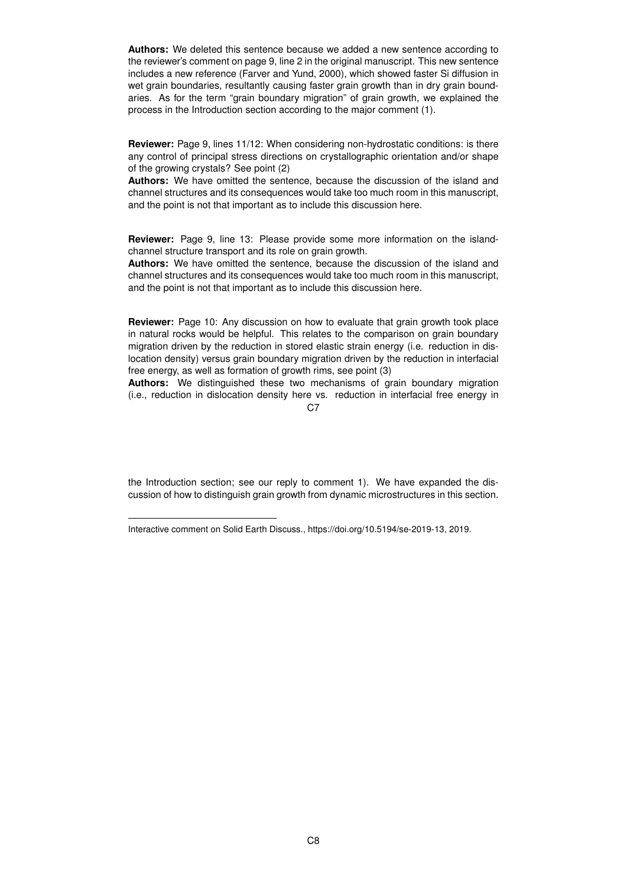**Authors:** We deleted this sentence because we added a new sentence according to the reviewer's comment on page 9, line 2 in the original manuscript. This new sentence includes a new reference (Farver and Yund, 2000), which showed faster Si diffusion in wet grain boundaries, resultantly causing faster grain growth than in dry grain boundaries. As for the term "grain boundary migration" of grain growth, we explained the process in the Introduction section according to the major comment (1).

**Reviewer:** Page 9, lines 11/12: When considering non-hydrostatic conditions: is there any control of principal stress directions on crystallographic orientation and/or shape of the growing crystals? See point (2)

**Authors:** We have omitted the sentence, because the discussion of the island and channel structures and its consequences would take too much room in this manuscript, and the point is not that important as to include this discussion here.

**Reviewer:** Page 9, line 13: Please provide some more information on the island-channel structure transport and its role on grain growth.

**Authors:** We have omitted the sentence, because the discussion of the island and channel structures and its consequences would take too much room in this manuscript, and the point is not that important as to include this discussion here.

**Reviewer:** Page 10: Any discussion on how to evaluate that grain growth took place in natural rocks would be helpful. This relates to the comparison on grain boundary migration driven by the reduction in stored elastic strain energy (i.e. reduction in dislocation density) versus grain boundary migration driven by the reduction in interfacial free energy, as well as formation of growth rims, see point (3)

**Authors:** We distinguished these two mechanisms of grain boundary migration (i.e., reduction in dislocation density here vs. reduction in interfacial free energy in the Introduction section; see our reply to comment 1). We have expanded the discussion of how to distinguish grain growth from dynamic microstructures in this section.

Interactive comment on Solid Earth Discuss., https://doi.org/10.5194/se-2019-13, 2019.